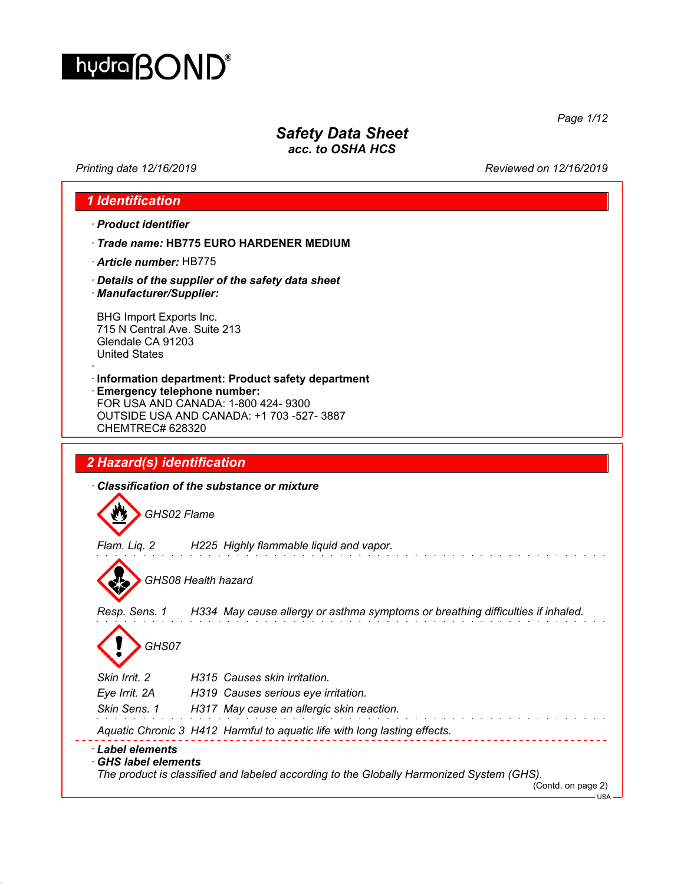hydraBOND®

# Safety Data Sheet
## acc. to OSHA HCS

Printing date 12/16/2019 Reviewed on 12/16/2019

## 1 Identification

· ***Product identifier***

· ***Trade name:*** **HB775 EURO HARDENER MEDIUM**

· ***Article number:*** HB775

· ***Details of the supplier of the safety data sheet***

· ***Manufacturer/Supplier:***

BHG Import Exports Inc.
715 N Central Ave. Suite 213
Glendale CA 91203
United States

·

· **Information department: Product safety department**

· **Emergency telephone number:**
FOR USA AND CANADA: 1-800 424- 9300
OUTSIDE USA AND CANADA: +1 703 -527- 3887
CHEMTREC# 628320

## 2 Hazard(s) identification

· ***Classification of the substance or mixture***

*GHS02 Flame*

*Flam. Liq. 2 H225 Highly flammable liquid and vapor.*

*GHS08 Health hazard*

*Resp. Sens. 1 H334 May cause allergy or asthma symptoms or breathing difficulties if inhaled.*

*GHS07*

*Skin Irrit. 2 H315 Causes skin irritation.*
*Eye Irrit. 2A H319 Causes serious eye irritation.*
*Skin Sens. 1 H317 May cause an allergic skin reaction.*

*Aquatic Chronic 3 H412 Harmful to aquatic life with long lasting effects.*

· ***Label elements***

· ***GHS label elements***

*The product is classified and labeled according to the Globally Harmonized System (GHS).*

(Contd. on page 2)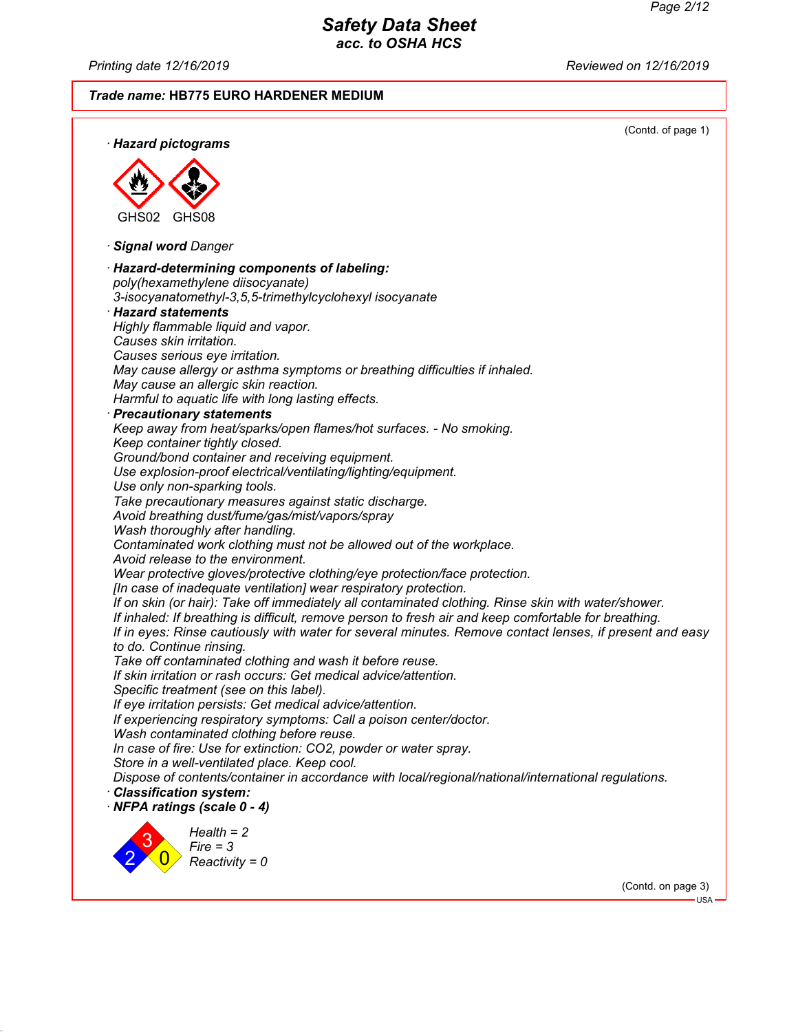**Trade name: HB775 EURO HARDENER MEDIUM**

(Contd. of page 1)

· **Hazard pictograms**

GHS02 GHS08

· **Signal word** Danger

· **Hazard-determining components of labeling:**
poly(hexamethylene diisocyanate)
3-isocyanatomethyl-3,5,5-trimethylcyclohexyl isocyanate

· **Hazard statements**
Highly flammable liquid and vapor.
Causes skin irritation.
Causes serious eye irritation.
May cause allergy or asthma symptoms or breathing difficulties if inhaled.
May cause an allergic skin reaction.
Harmful to aquatic life with long lasting effects.

· **Precautionary statements**
Keep away from heat/sparks/open flames/hot surfaces. - No smoking.
Keep container tightly closed.
Ground/bond container and receiving equipment.
Use explosion-proof electrical/ventilating/lighting/equipment.
Use only non-sparking tools.
Take precautionary measures against static discharge.
Avoid breathing dust/fume/gas/mist/vapors/spray
Wash thoroughly after handling.
Contaminated work clothing must not be allowed out of the workplace.
Avoid release to the environment.
Wear protective gloves/protective clothing/eye protection/face protection.
[In case of inadequate ventilation] wear respiratory protection.
If on skin (or hair): Take off immediately all contaminated clothing. Rinse skin with water/shower.
If inhaled: If breathing is difficult, remove person to fresh air and keep comfortable for breathing.
If in eyes: Rinse cautiously with water for several minutes. Remove contact lenses, if present and easy to do. Continue rinsing.
Take off contaminated clothing and wash it before reuse.
If skin irritation or rash occurs: Get medical advice/attention.
Specific treatment (see on this label).
If eye irritation persists: Get medical advice/attention.
If experiencing respiratory symptoms: Call a poison center/doctor.
Wash contaminated clothing before reuse.
In case of fire: Use for extinction: $CO_2$, powder or water spray.
Store in a well-ventilated place. Keep cool.
Dispose of contents/container in accordance with local/regional/national/international regulations.

· **Classification system:**

· **NFPA ratings (scale 0 - 4)**

Health = 2
Fire = 3
Reactivity = 0

(Contd. on page 3)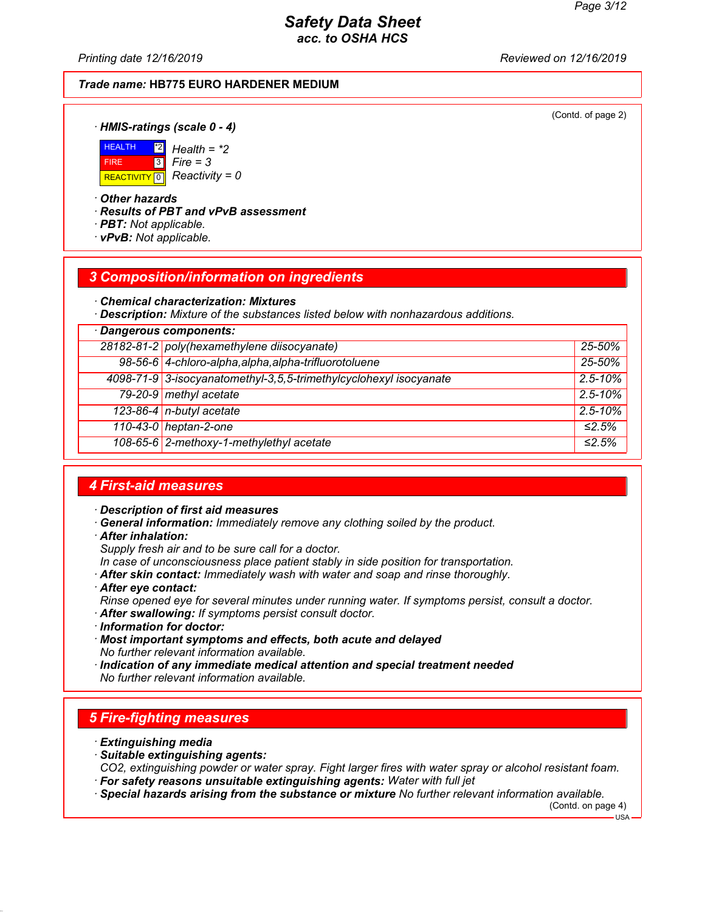**Trade name: HB775 EURO HARDENER MEDIUM**

(Contd. of page 2)

· **HMIS-ratings (scale 0 - 4)**

| | | |
|---|---|---|
| HEALTH | *2 | Health = *2 |
| FIRE | 3 | Fire = 3 |
| REACTIVITY | 0 | Reactivity = 0 |

· **Other hazards**
· **Results of PBT and vPvB assessment**
· **PBT:** Not applicable.
· **vPvB:** Not applicable.

## 3 Composition/information on ingredients

· **Chemical characterization: Mixtures**
· **Description:** Mixture of the substances listed below with nonhazardous additions.

| · Dangerous components: | | |
|---|---|---|
| 28182-81-2 | poly(hexamethylene diisocyanate) | 25-50% |
| 98-56-6 | 4-chloro-alpha,alpha,alpha-trifluorotoluene | 25-50% |
| 4098-71-9 | 3-isocyanatomethyl-3,5,5-trimethylcyclohexyl isocyanate | 2.5-10% |
| 79-20-9 | methyl acetate | 2.5-10% |
| 123-86-4 | n-butyl acetate | 2.5-10% |
| 110-43-0 | heptan-2-one | ≤2.5% |
| 108-65-6 | 2-methoxy-1-methylethyl acetate | ≤2.5% |

## 4 First-aid measures

· **Description of first aid measures**
· **General information:** Immediately remove any clothing soiled by the product.
· **After inhalation:**
Supply fresh air and to be sure call for a doctor.
In case of unconsciousness place patient stably in side position for transportation.
· **After skin contact:** Immediately wash with water and soap and rinse thoroughly.
· **After eye contact:**
Rinse opened eye for several minutes under running water. If symptoms persist, consult a doctor.
· **After swallowing:** If symptoms persist consult doctor.
· **Information for doctor:**
· **Most important symptoms and effects, both acute and delayed**
No further relevant information available.
· **Indication of any immediate medical attention and special treatment needed**
No further relevant information available.

## 5 Fire-fighting measures

· **Extinguishing media**
· **Suitable extinguishing agents:**
CO2, extinguishing powder or water spray. Fight larger fires with water spray or alcohol resistant foam.
· **For safety reasons unsuitable extinguishing agents:** Water with full jet
· **Special hazards arising from the substance or mixture** No further relevant information available.

(Contd. on page 4)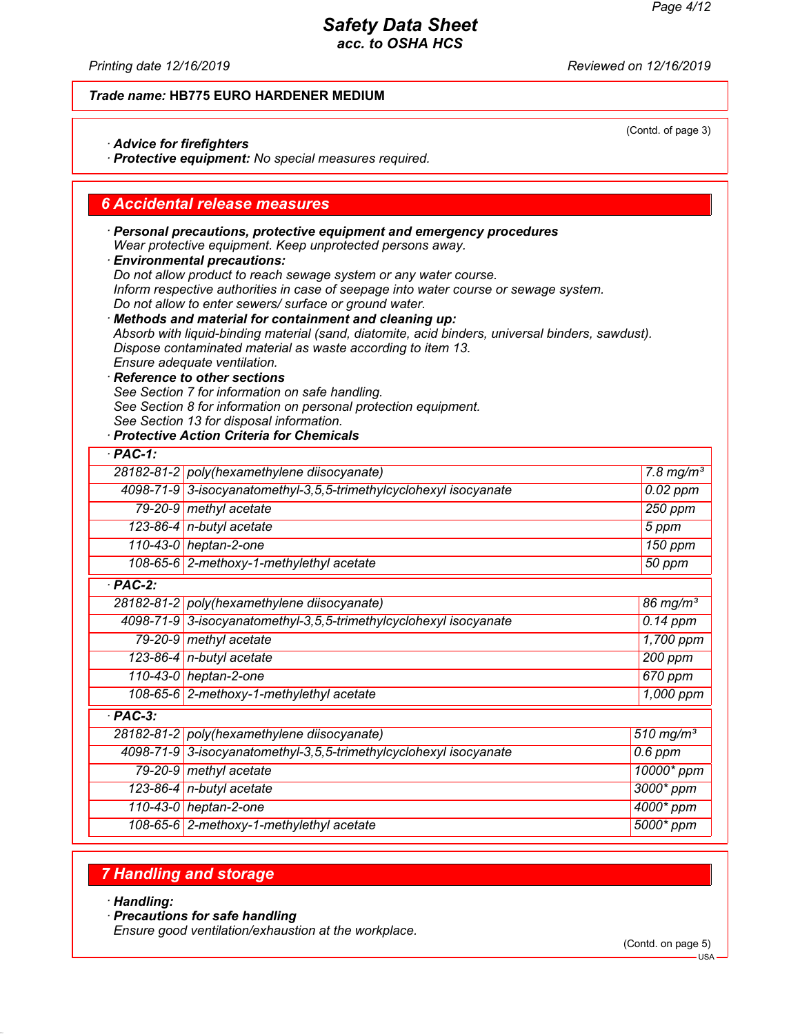**Trade name: HB775 EURO HARDENER MEDIUM**

(Contd. of page 3)

· **Advice for firefighters**
· **Protective equipment:** No special measures required.

## 6 Accidental release measures

· **Personal precautions, protective equipment and emergency procedures**
Wear protective equipment. Keep unprotected persons away.
· **Environmental precautions:**
Do not allow product to reach sewage system or any water course.
Inform respective authorities in case of seepage into water course or sewage system.
Do not allow to enter sewers/ surface or ground water.
· **Methods and material for containment and cleaning up:**
Absorb with liquid-binding material (sand, diatomite, acid binders, universal binders, sawdust).
Dispose contaminated material as waste according to item 13.
Ensure adequate ventilation.
· **Reference to other sections**
See Section 7 for information on safe handling.
See Section 8 for information on personal protection equipment.
See Section 13 for disposal information.
· **Protective Action Criteria for Chemicals**

· **PAC-1:**

| | | |
|---|---|---|
| 28182-81-2 | poly(hexamethylene diisocyanate) | 7.8 mg/m³ |
| 4098-71-9 | 3-isocyanatomethyl-3,5,5-trimethylcyclohexyl isocyanate | 0.02 ppm |
| 79-20-9 | methyl acetate | 250 ppm |
| 123-86-4 | n-butyl acetate | 5 ppm |
| 110-43-0 | heptan-2-one | 150 ppm |
| 108-65-6 | 2-methoxy-1-methylethyl acetate | 50 ppm |

· **PAC-2:**

| | | |
|---|---|---|
| 28182-81-2 | poly(hexamethylene diisocyanate) | 86 mg/m³ |
| 4098-71-9 | 3-isocyanatomethyl-3,5,5-trimethylcyclohexyl isocyanate | 0.14 ppm |
| 79-20-9 | methyl acetate | 1,700 ppm |
| 123-86-4 | n-butyl acetate | 200 ppm |
| 110-43-0 | heptan-2-one | 670 ppm |
| 108-65-6 | 2-methoxy-1-methylethyl acetate | 1,000 ppm |

· **PAC-3:**

| | | |
|---|---|---|
| 28182-81-2 | poly(hexamethylene diisocyanate) | 510 mg/m³ |
| 4098-71-9 | 3-isocyanatomethyl-3,5,5-trimethylcyclohexyl isocyanate | 0.6 ppm |
| 79-20-9 | methyl acetate | 10000* ppm |
| 123-86-4 | n-butyl acetate | 3000* ppm |
| 110-43-0 | heptan-2-one | 4000* ppm |
| 108-65-6 | 2-methoxy-1-methylethyl acetate | 5000* ppm |

## 7 Handling and storage

· **Handling:**
· **Precautions for safe handling**
Ensure good ventilation/exhaustion at the workplace.

(Contd. on page 5)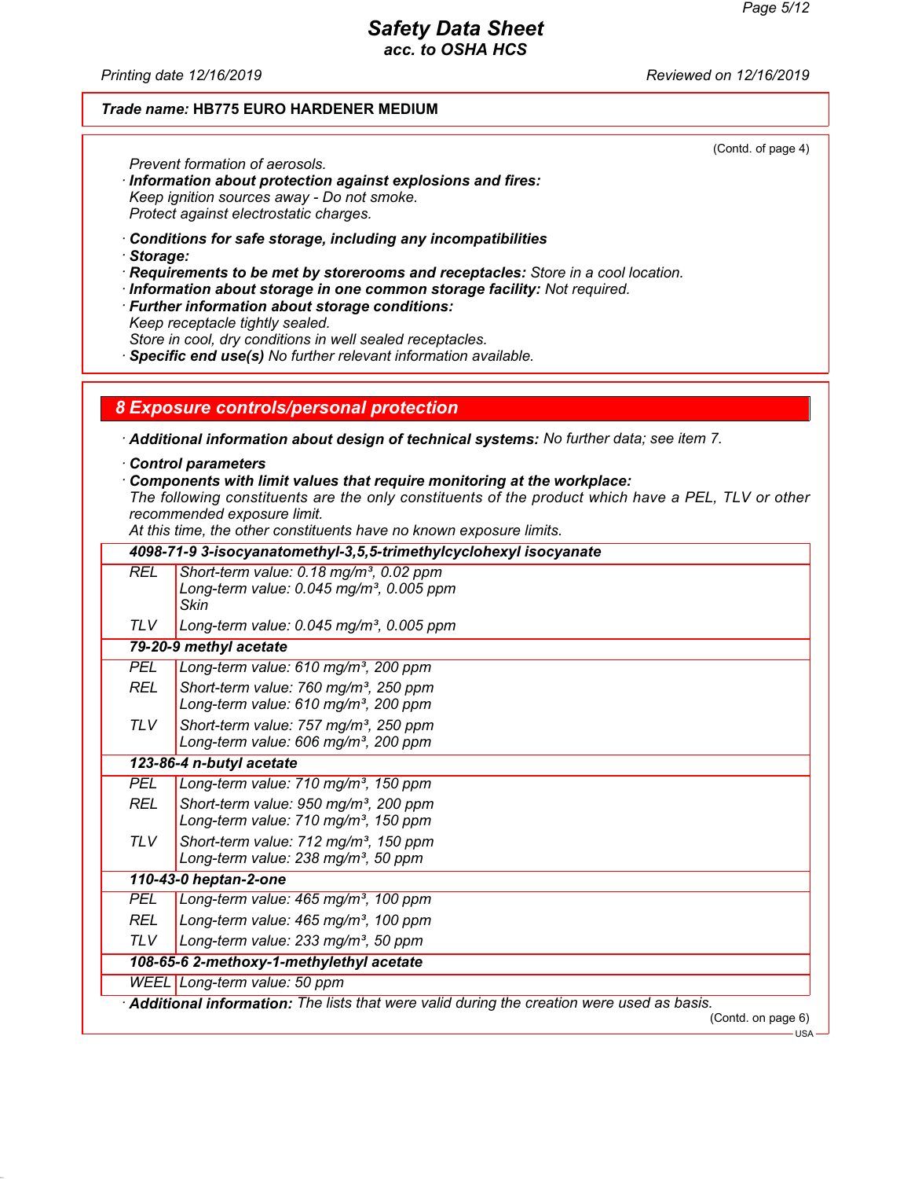**Trade name: HB775 EURO HARDENER MEDIUM**

(Contd. of page 4)

Prevent formation of aerosols.

· **Information about protection against explosions and fires:**
Keep ignition sources away - Do not smoke.
Protect against electrostatic charges.

· **Conditions for safe storage, including any incompatibilities**
· **Storage:**
· **Requirements to be met by storerooms and receptacles:** Store in a cool location.
· **Information about storage in one common storage facility:** Not required.
· **Further information about storage conditions:**
Keep receptacle tightly sealed.
Store in cool, dry conditions in well sealed receptacles.
· **Specific end use(s)** No further relevant information available.

## 8 Exposure controls/personal protection

· **Additional information about design of technical systems:** No further data; see item 7.

· **Control parameters**
· **Components with limit values that require monitoring at the workplace:**
The following constituents are the only constituents of the product which have a PEL, TLV or other recommended exposure limit.
At this time, the other constituents have no known exposure limits.

| | |
|---|---|
| **4098-71-9 3-isocyanatomethyl-3,5,5-trimethylcyclohexyl isocyanate** | |
| REL | Short-term value: 0.18 mg/m³, 0.02 ppm<br>Long-term value: 0.045 mg/m³, 0.005 ppm<br>Skin |
| TLV | Long-term value: 0.045 mg/m³, 0.005 ppm |
| **79-20-9 methyl acetate** | |
| PEL | Long-term value: 610 mg/m³, 200 ppm |
| REL | Short-term value: 760 mg/m³, 250 ppm<br>Long-term value: 610 mg/m³, 200 ppm |
| TLV | Short-term value: 757 mg/m³, 250 ppm<br>Long-term value: 606 mg/m³, 200 ppm |
| **123-86-4 n-butyl acetate** | |
| PEL | Long-term value: 710 mg/m³, 150 ppm |
| REL | Short-term value: 950 mg/m³, 200 ppm<br>Long-term value: 710 mg/m³, 150 ppm |
| TLV | Short-term value: 712 mg/m³, 150 ppm<br>Long-term value: 238 mg/m³, 50 ppm |
| **110-43-0 heptan-2-one** | |
| PEL | Long-term value: 465 mg/m³, 100 ppm |
| REL | Long-term value: 465 mg/m³, 100 ppm |
| TLV | Long-term value: 233 mg/m³, 50 ppm |
| **108-65-6 2-methoxy-1-methylethyl acetate** | |
| WEEL | Long-term value: 50 ppm |

· **Additional information:** The lists that were valid during the creation were used as basis.

(Contd. on page 6)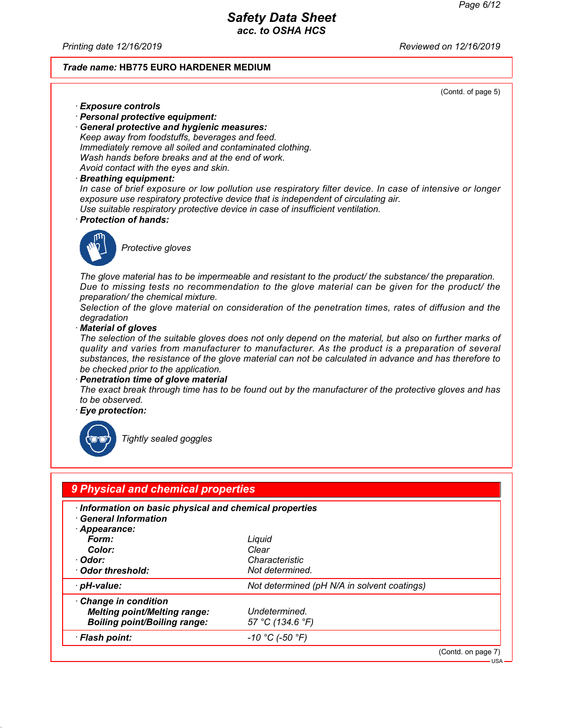Trade name: **HB775 EURO HARDENER MEDIUM**

(Contd. of page 5)

· **Exposure controls**
· **Personal protective equipment:**
· **General protective and hygienic measures:**
Keep away from foodstuffs, beverages and feed.
Immediately remove all soiled and contaminated clothing.
Wash hands before breaks and at the end of work.
Avoid contact with the eyes and skin.
· **Breathing equipment:**
In case of brief exposure or low pollution use respiratory filter device. In case of intensive or longer exposure use respiratory protective device that is independent of circulating air.
Use suitable respiratory protective device in case of insufficient ventilation.
· **Protection of hands:**

Protective gloves

The glove material has to be impermeable and resistant to the product/ the substance/ the preparation.
Due to missing tests no recommendation to the glove material can be given for the product/ the preparation/ the chemical mixture.
Selection of the glove material on consideration of the penetration times, rates of diffusion and the degradation
· **Material of gloves**
The selection of the suitable gloves does not only depend on the material, but also on further marks of quality and varies from manufacturer to manufacturer. As the product is a preparation of several substances, the resistance of the glove material can not be calculated in advance and has therefore to be checked prior to the application.
· **Penetration time of glove material**
The exact break through time has to be found out by the manufacturer of the protective gloves and has to be observed.
· **Eye protection:**

Tightly sealed goggles

## 9 Physical and chemical properties

· **Information on basic physical and chemical properties**
· **General Information**
· **Appearance:**

| | |
|---|---|
| **Form:** | Liquid |
| **Color:** | Clear |
| · **Odor:** | Characteristic |
| · **Odor threshold:** | Not determined. |
| · **pH-value:** | Not determined (pH N/A in solvent coatings) |
| · **Change in condition** | |
| **Melting point/Melting range:** | Undetermined. |
| **Boiling point/Boiling range:** | 57 °C (134.6 °F) |
| · **Flash point:** | -10 °C (-50 °F) |

(Contd. on page 7)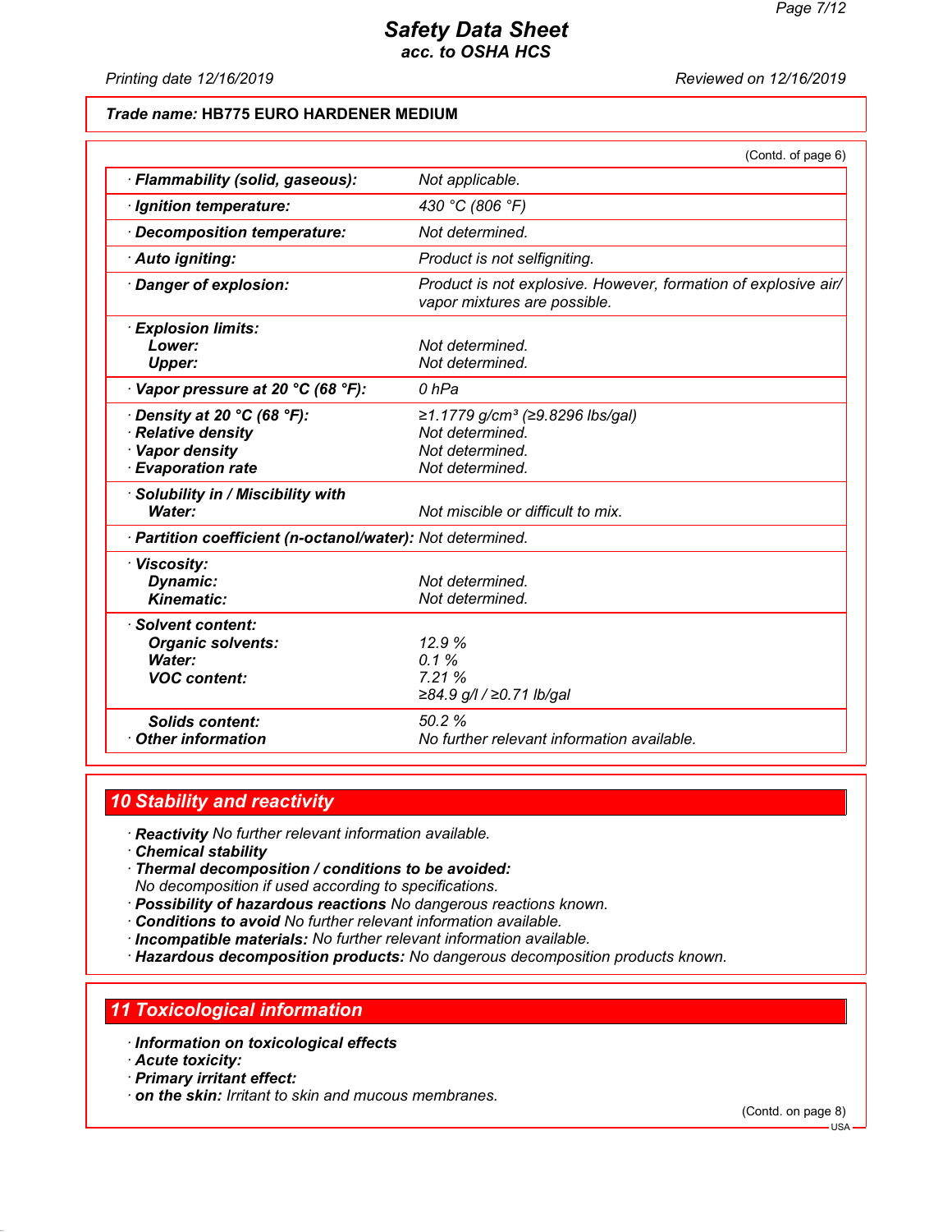# Safety Data Sheet
## acc. to OSHA HCS

Printing date 12/16/2019 Reviewed on 12/16/2019

**Trade name:** **HB775 EURO HARDENER MEDIUM**

(Contd. of page 6)

| | |
|---|---|
| · **Flammability (solid, gaseous):** | Not applicable. |
| · **Ignition temperature:** | 430 °C (806 °F) |
| · **Decomposition temperature:** | Not determined. |
| · **Auto igniting:** | Product is not selfigniting. |
| · **Danger of explosion:** | Product is not explosive. However, formation of explosive air/vapor mixtures are possible. |
| · **Explosion limits:** | |
| **Lower:** | Not determined. |
| **Upper:** | Not determined. |
| · **Vapor pressure at 20 °C (68 °F):** | 0 hPa |
| · **Density at 20 °C (68 °F):** | ≥1.1779 g/cm³ (≥9.8296 lbs/gal) |
| · **Relative density** | Not determined. |
| · **Vapor density** | Not determined. |
| · **Evaporation rate** | Not determined. |
| · **Solubility in / Miscibility with** | |
| **Water:** | Not miscible or difficult to mix. |
| · **Partition coefficient (n-octanol/water):** | Not determined. |
| · **Viscosity:** | |
| **Dynamic:** | Not determined. |
| **Kinematic:** | Not determined. |
| · **Solvent content:** | |
| **Organic solvents:** | 12.9 % |
| **Water:** | 0.1 % |
| **VOC content:** | 7.21 % |
| | ≥84.9 g/l / ≥0.71 lb/gal |
| **Solids content:** | 50.2 % |
| · **Other information** | No further relevant information available. |

## 10 Stability and reactivity

· **Reactivity** No further relevant information available.
· **Chemical stability**
· **Thermal decomposition / conditions to be avoided:**
No decomposition if used according to specifications.
· **Possibility of hazardous reactions** No dangerous reactions known.
· **Conditions to avoid** No further relevant information available.
· **Incompatible materials:** No further relevant information available.
· **Hazardous decomposition products:** No dangerous decomposition products known.

## 11 Toxicological information

· **Information on toxicological effects**
· **Acute toxicity:**
· **Primary irritant effect:**
· **on the skin:** Irritant to skin and mucous membranes.

(Contd. on page 8)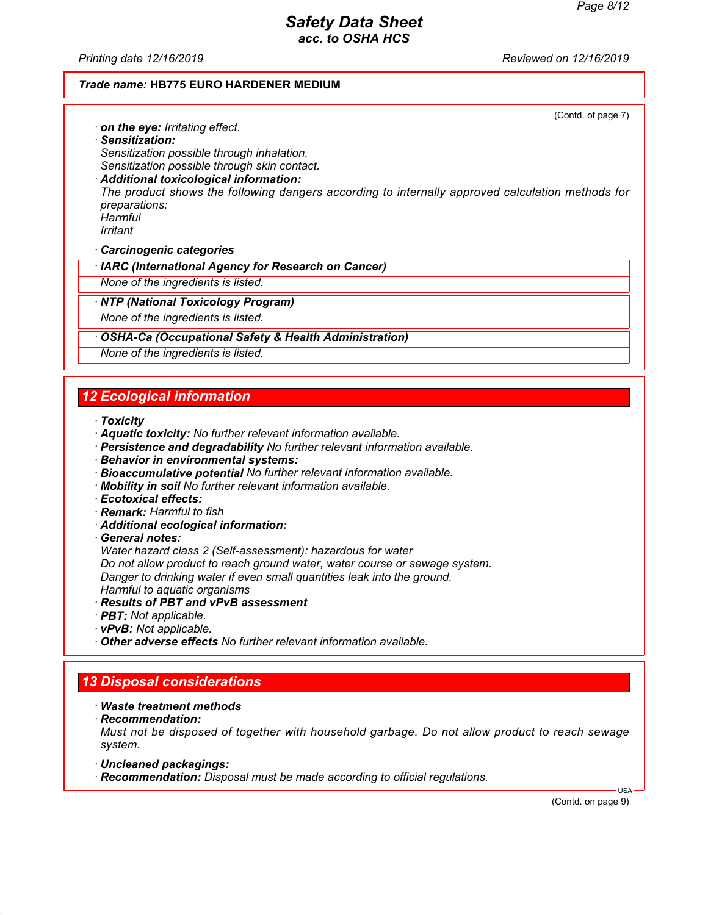Trade name: **HB775 EURO HARDENER MEDIUM**

(Contd. of page 7)

· ***on the eye:*** *Irritating effect.*
· ***Sensitization:***
*Sensitization possible through inhalation.*
*Sensitization possible through skin contact.*
· ***Additional toxicological information:***
*The product shows the following dangers according to internally approved calculation methods for preparations:*
*Harmful*
*Irritant*

· ***Carcinogenic categories***

· ***IARC (International Agency for Research on Cancer)***
*None of the ingredients is listed.*

· ***NTP (National Toxicology Program)***
*None of the ingredients is listed.*

· ***OSHA-Ca (Occupational Safety & Health Administration)***
*None of the ingredients is listed.*

## 12 Ecological information

· ***Toxicity***
· ***Aquatic toxicity:*** *No further relevant information available.*
· ***Persistence and degradability*** *No further relevant information available.*
· ***Behavior in environmental systems:***
· ***Bioaccumulative potential*** *No further relevant information available.*
· ***Mobility in soil*** *No further relevant information available.*
· ***Ecotoxical effects:***
· ***Remark:*** *Harmful to fish*
· ***Additional ecological information:***
· ***General notes:***
*Water hazard class 2 (Self-assessment): hazardous for water*
*Do not allow product to reach ground water, water course or sewage system.*
*Danger to drinking water if even small quantities leak into the ground.*
*Harmful to aquatic organisms*
· ***Results of PBT and vPvB assessment***
· ***PBT:*** *Not applicable.*
· ***vPvB:*** *Not applicable.*
· ***Other adverse effects*** *No further relevant information available.*

## 13 Disposal considerations

· ***Waste treatment methods***
· ***Recommendation:***
*Must not be disposed of together with household garbage. Do not allow product to reach sewage system.*

· ***Uncleaned packagings:***
· ***Recommendation:*** *Disposal must be made according to official regulations.*

USA

(Contd. on page 9)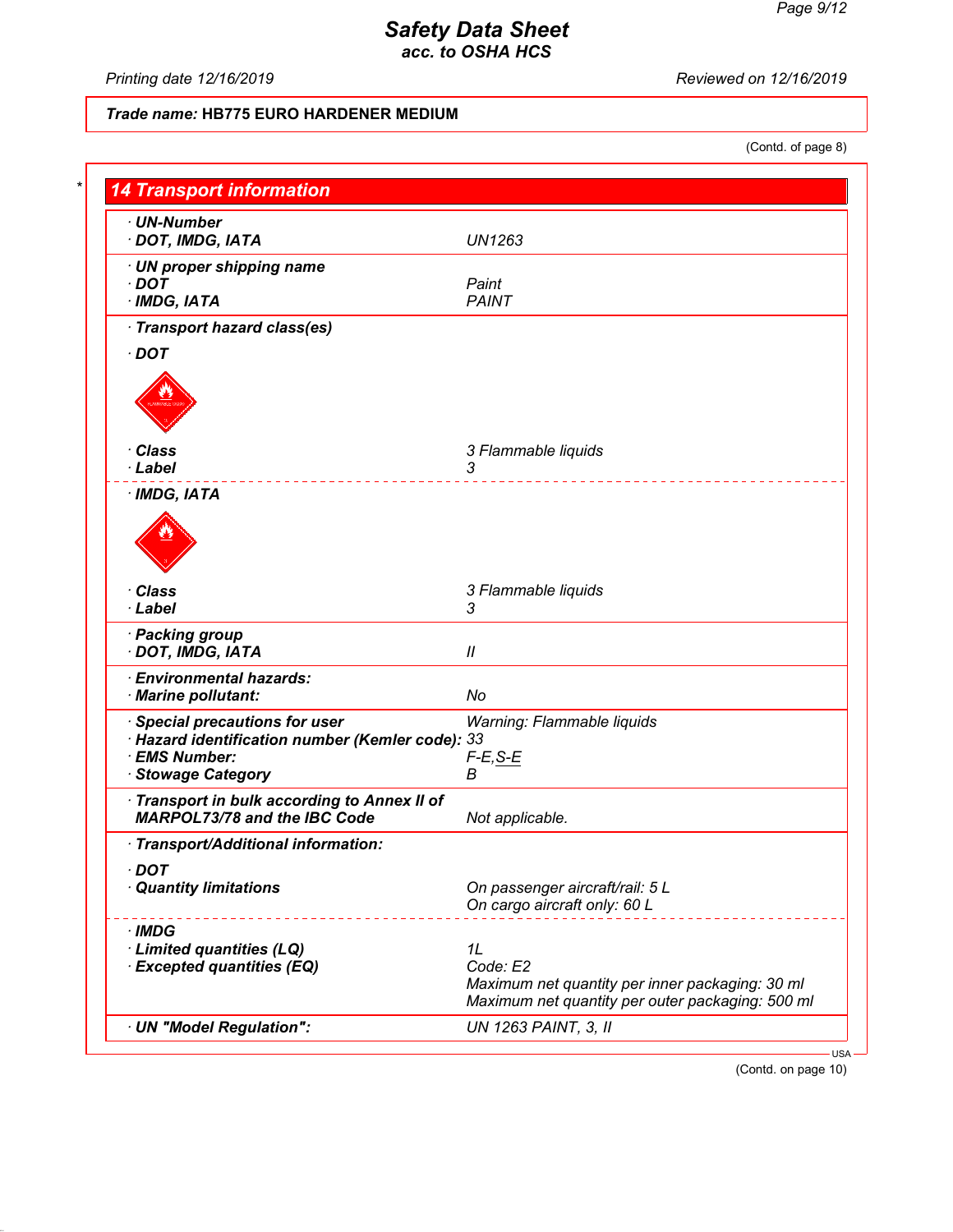Trade name: **HB775 EURO HARDENER MEDIUM**

(Contd. of page 8)

## 14 Transport information

· **UN-Number**
· **DOT, IMDG, IATA** UN1263

· **UN proper shipping name**
· **DOT** Paint
· **IMDG, IATA** PAINT

· **Transport hazard class(es)**

· **DOT**

· **Class** 3 Flammable liquids
· **Label** 3

· **IMDG, IATA**

· **Class** 3 Flammable liquids
· **Label** 3

· **Packing group**
· **DOT, IMDG, IATA** II

· **Environmental hazards:**
· **Marine pollutant:** No

· **Special precautions for user** Warning: Flammable liquids
· **Hazard identification number (Kemler code):** 33
· **EMS Number:** F-E,S-E
· **Stowage Category** B

· **Transport in bulk according to Annex II of MARPOL73/78 and the IBC Code** Not applicable.

· **Transport/Additional information:**

· **DOT**
· **Quantity limitations** On passenger aircraft/rail: 5 L
On cargo aircraft only: 60 L

· **IMDG**
· **Limited quantities (LQ)** 1L
· **Excepted quantities (EQ)** Code: E2
Maximum net quantity per inner packaging: 30 ml
Maximum net quantity per outer packaging: 500 ml

· **UN "Model Regulation":** UN 1263 PAINT, 3, II

(Contd. on page 10)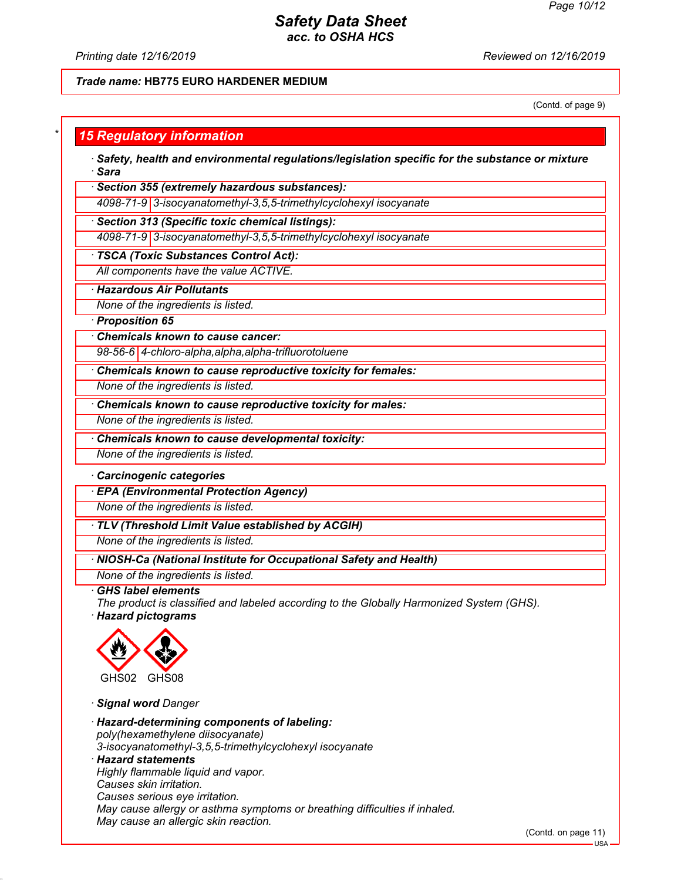**Trade name: HB775 EURO HARDENER MEDIUM**

(Contd. of page 9)

## 15 Regulatory information

· **Safety, health and environmental regulations/legislation specific for the substance or mixture**

· **Sara**

· **Section 355 (extremely hazardous substances):**

| | |
|---|---|
| 4098-71-9 | 3-isocyanatomethyl-3,5,5-trimethylcyclohexyl isocyanate |

· **Section 313 (Specific toxic chemical listings):**

| | |
|---|---|
| 4098-71-9 | 3-isocyanatomethyl-3,5,5-trimethylcyclohexyl isocyanate |

· **TSCA (Toxic Substances Control Act):**

All components have the value ACTIVE.

· **Hazardous Air Pollutants**

None of the ingredients is listed.

· **Proposition 65**

· **Chemicals known to cause cancer:**

| | |
|---|---|
| 98-56-6 | 4-chloro-alpha,alpha,alpha-trifluorotoluene |

· **Chemicals known to cause reproductive toxicity for females:**

None of the ingredients is listed.

· **Chemicals known to cause reproductive toxicity for males:**

None of the ingredients is listed.

· **Chemicals known to cause developmental toxicity:**

None of the ingredients is listed.

· **Carcinogenic categories**

· **EPA (Environmental Protection Agency)**

None of the ingredients is listed.

· **TLV (Threshold Limit Value established by ACGIH)**

None of the ingredients is listed.

· **NIOSH-Ca (National Institute for Occupational Safety and Health)**

None of the ingredients is listed.

· **GHS label elements**

The product is classified and labeled according to the Globally Harmonized System (GHS).

· **Hazard pictograms**

GHS02 GHS08

· **Signal word** Danger

· **Hazard-determining components of labeling:**

poly(hexamethylene diisocyanate)
3-isocyanatomethyl-3,5,5-trimethylcyclohexyl isocyanate

· **Hazard statements**

Highly flammable liquid and vapor.
Causes skin irritation.
Causes serious eye irritation.
May cause allergy or asthma symptoms or breathing difficulties if inhaled.
May cause an allergic skin reaction.

(Contd. on page 11)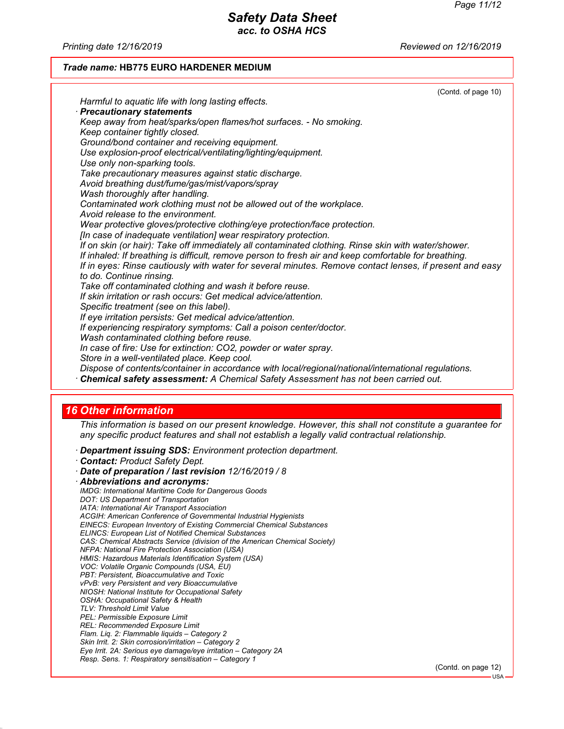Harmful to aquatic life with long lasting effects.

· **Precautionary statements**

Keep away from heat/sparks/open flames/hot surfaces. - No smoking.
Keep container tightly closed.
Ground/bond container and receiving equipment.
Use explosion-proof electrical/ventilating/lighting/equipment.
Use only non-sparking tools.
Take precautionary measures against static discharge.
Avoid breathing dust/fume/gas/mist/vapors/spray
Wash thoroughly after handling.
Contaminated work clothing must not be allowed out of the workplace.
Avoid release to the environment.
Wear protective gloves/protective clothing/eye protection/face protection.
[In case of inadequate ventilation] wear respiratory protection.
If on skin (or hair): Take off immediately all contaminated clothing. Rinse skin with water/shower.
If inhaled: If breathing is difficult, remove person to fresh air and keep comfortable for breathing.
If in eyes: Rinse cautiously with water for several minutes. Remove contact lenses, if present and easy to do. Continue rinsing.
Take off contaminated clothing and wash it before reuse.
If skin irritation or rash occurs: Get medical advice/attention.
Specific treatment (see on this label).
If eye irritation persists: Get medical advice/attention.
If experiencing respiratory symptoms: Call a poison center/doctor.
Wash contaminated clothing before reuse.
In case of fire: Use for extinction: CO2, powder or water spray.
Store in a well-ventilated place. Keep cool.
Dispose of contents/container in accordance with local/regional/national/international regulations.

· **Chemical safety assessment:** A Chemical Safety Assessment has not been carried out.

## 16 Other information

This information is based on our present knowledge. However, this shall not constitute a guarantee for any specific product features and shall not establish a legally valid contractual relationship.

· **Department issuing SDS:** Environment protection department.
· **Contact:** Product Safety Dept.
· **Date of preparation / last revision** 12/16/2019 / 8
· **Abbreviations and acronyms:**

IMDG: International Maritime Code for Dangerous Goods
DOT: US Department of Transportation
IATA: International Air Transport Association
ACGIH: American Conference of Governmental Industrial Hygienists
EINECS: European Inventory of Existing Commercial Chemical Substances
ELINCS: European List of Notified Chemical Substances
CAS: Chemical Abstracts Service (division of the American Chemical Society)
NFPA: National Fire Protection Association (USA)
HMIS: Hazardous Materials Identification System (USA)
VOC: Volatile Organic Compounds (USA, EU)
PBT: Persistent, Bioaccumulative and Toxic
vPvB: very Persistent and very Bioaccumulative
NIOSH: National Institute for Occupational Safety
OSHA: Occupational Safety & Health
TLV: Threshold Limit Value
PEL: Permissible Exposure Limit
REL: Recommended Exposure Limit
Flam. Liq. 2: Flammable liquids – Category 2
Skin Irrit. 2: Skin corrosion/irritation – Category 2
Eye Irrit. 2A: Serious eye damage/eye irritation – Category 2A
Resp. Sens. 1: Respiratory sensitisation – Category 1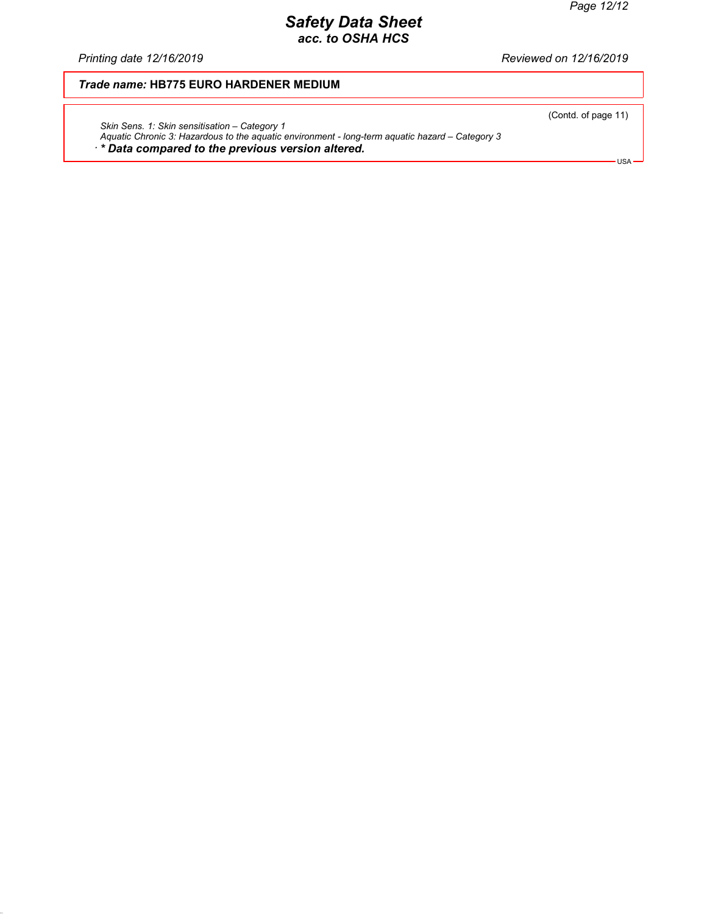*Skin Sens. 1: Skin sensitisation – Category 1*
*Aquatic Chronic 3: Hazardous to the aquatic environment - long-term aquatic hazard – Category 3*

· ***\* Data compared to the previous version altered.***